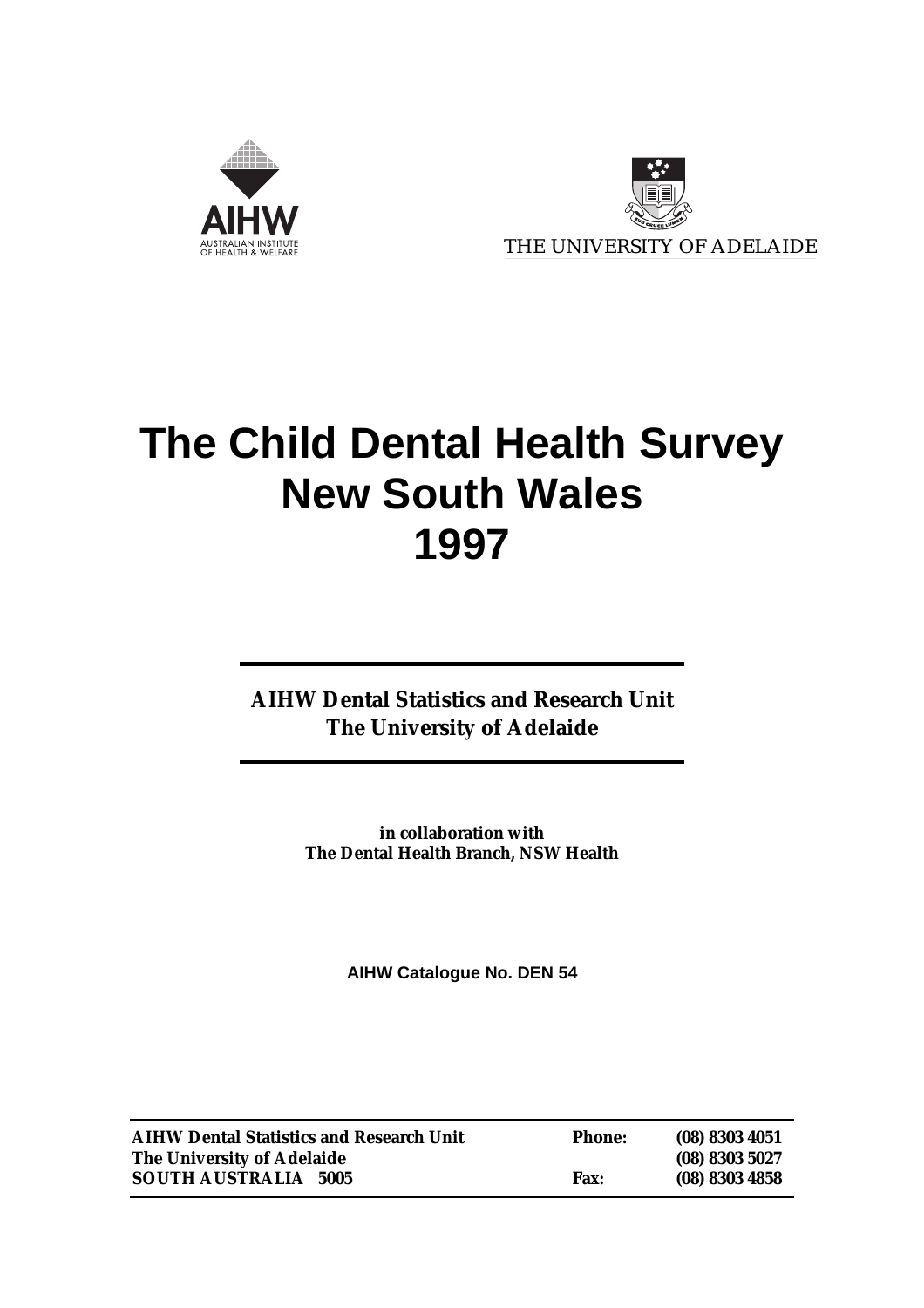AIHW
AUSTRALIAN INSTITUTE OF HEALTH & WELFARE

THE UNIVERSITY OF ADELAIDE

# The Child Dental Health Survey New South Wales 1997

**AIHW Dental Statistics and Research Unit**
**The University of Adelaide**

**in collaboration with**
**The Dental Health Branch, NSW Health**

**AIHW Catalogue No. DEN 54**

| **AIHW Dental Statistics and Research Unit** | **Phone:** | **(08) 8303 4051** |
|---|---|---|
| **The University of Adelaide** | | **(08) 8303 5027** |
| **SOUTH AUSTRALIA 5005** | **Fax:** | **(08) 8303 4858** |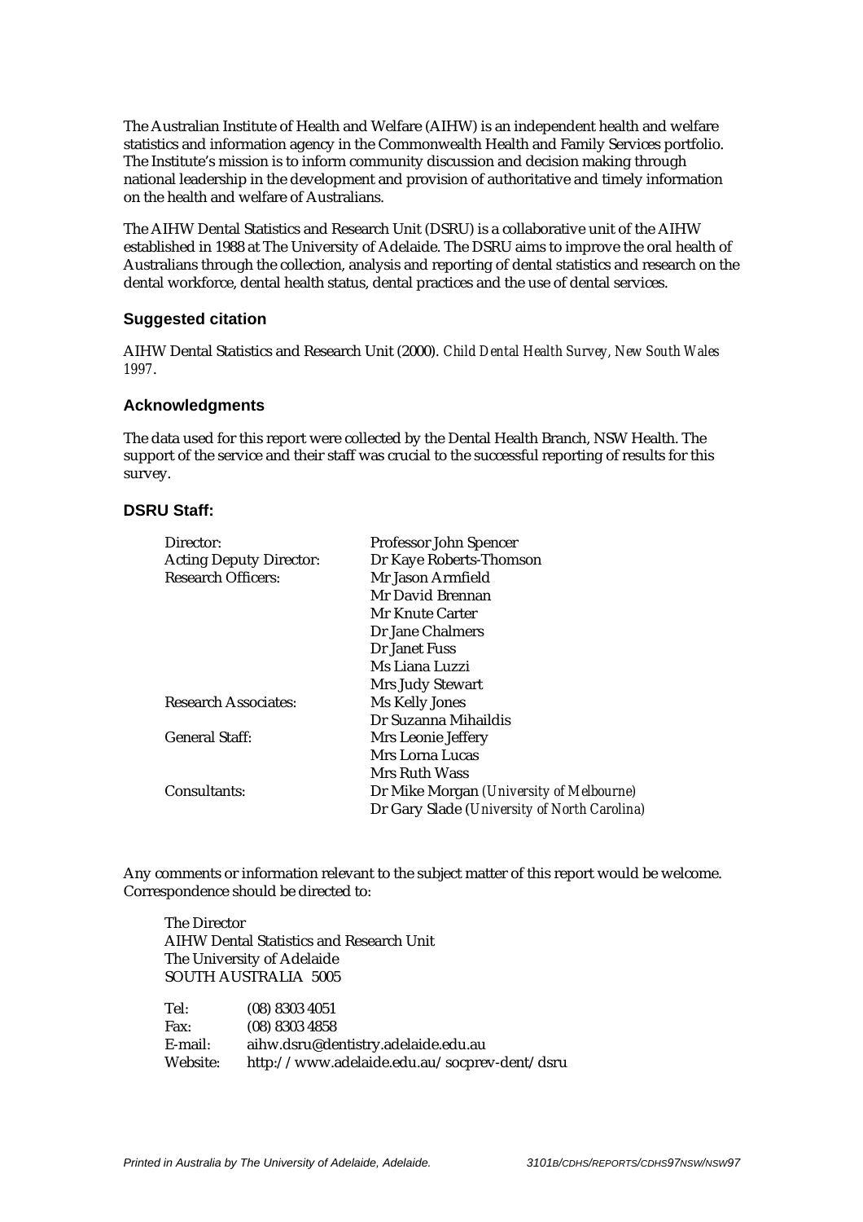The Australian Institute of Health and Welfare (AIHW) is an independent health and welfare statistics and information agency in the Commonwealth Health and Family Services portfolio. The Institute's mission is to inform community discussion and decision making through national leadership in the development and provision of authoritative and timely information on the health and welfare of Australians.

The AIHW Dental Statistics and Research Unit (DSRU) is a collaborative unit of the AIHW established in 1988 at The University of Adelaide. The DSRU aims to improve the oral health of Australians through the collection, analysis and reporting of dental statistics and research on the dental workforce, dental health status, dental practices and the use of dental services.

### Suggested citation

AIHW Dental Statistics and Research Unit (2000). *Child Dental Health Survey, New South Wales 1997*.

### Acknowledgments

The data used for this report were collected by the Dental Health Branch, NSW Health. The support of the service and their staff was crucial to the successful reporting of results for this survey.

### DSRU Staff:

| | |
|---|---|
| Director: | Professor John Spencer |
| Acting Deputy Director: | Dr Kaye Roberts-Thomson |
| Research Officers: | Mr Jason Armfield |
| | Mr David Brennan |
| | Mr Knute Carter |
| | Dr Jane Chalmers |
| | Dr Janet Fuss |
| | Ms Liana Luzzi |
| | Mrs Judy Stewart |
| Research Associates: | Ms Kelly Jones |
| | Dr Suzanna Mihaildis |
| General Staff: | Mrs Leonie Jeffery |
| | Mrs Lorna Lucas |
| | Mrs Ruth Wass |
| Consultants: | Dr Mike Morgan *(University of Melbourne)* |
| | Dr Gary Slade *(University of North Carolina)* |

Any comments or information relevant to the subject matter of this report would be welcome. Correspondence should be directed to:

The Director
AIHW Dental Statistics and Research Unit
The University of Adelaide
SOUTH AUSTRALIA 5005

| | |
|---|---|
| Tel: | (08) 8303 4051 |
| Fax: | (08) 8303 4858 |
| E-mail: | aihw.dsru@dentistry.adelaide.edu.au |
| Website: | http://www.adelaide.edu.au/socprev-dent/dsru |

*Printed in Australia by The University of Adelaide, Adelaide.* *3101B/CDHS/REPORTS/CDHS97NSW/NSW97*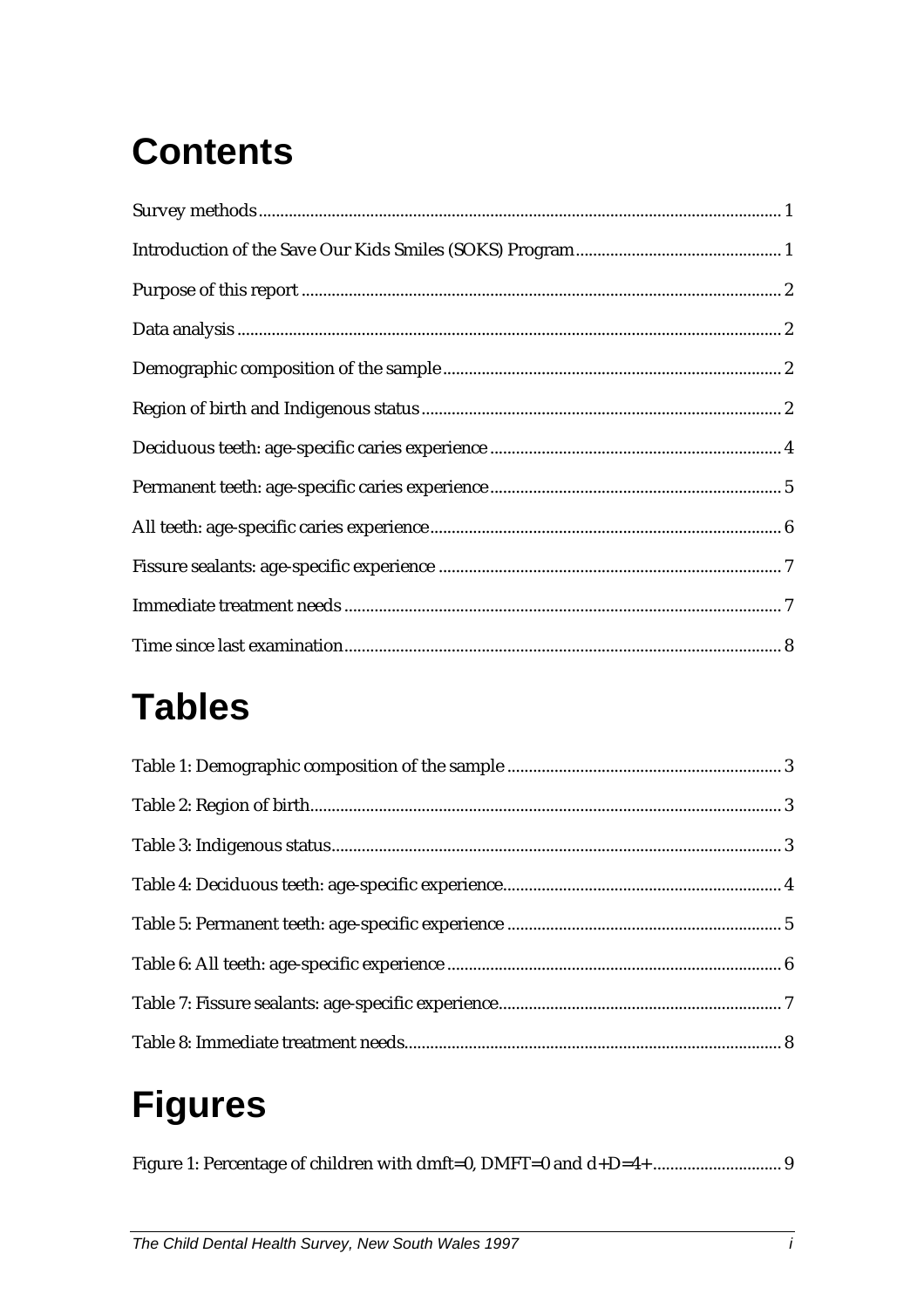# Contents

Survey methods ........................................................................................................................ 1

Introduction of the Save Our Kids Smiles (SOKS) Program ............................................... 1

Purpose of this report .............................................................................................................. 2

Data analysis ............................................................................................................................. 2

Demographic composition of the sample .............................................................................. 2

Region of birth and Indigenous status ................................................................................... 2

Deciduous teeth: age-specific caries experience ................................................................... 4

Permanent teeth: age-specific caries experience ................................................................... 5

All teeth: age-specific caries experience ................................................................................. 6

Fissure sealants: age-specific experience ............................................................................... 7

Immediate treatment needs ..................................................................................................... 7

Time since last examination .................................................................................................... 8

# Tables

Table 1: Demographic composition of the sample ............................................................... 3

Table 2: Region of birth ............................................................................................................ 3

Table 3: Indigenous status ........................................................................................................ 3

Table 4: Deciduous teeth: age-specific experience ................................................................ 4

Table 5: Permanent teeth: age-specific experience ............................................................... 5

Table 6: All teeth: age-specific experience ............................................................................. 6

Table 7: Fissure sealants: age-specific experience ................................................................. 7

Table 8: Immediate treatment needs ....................................................................................... 8

# Figures

Figure 1: Percentage of children with dmft=0, DMFT=0 and d+D=4+ .............................. 9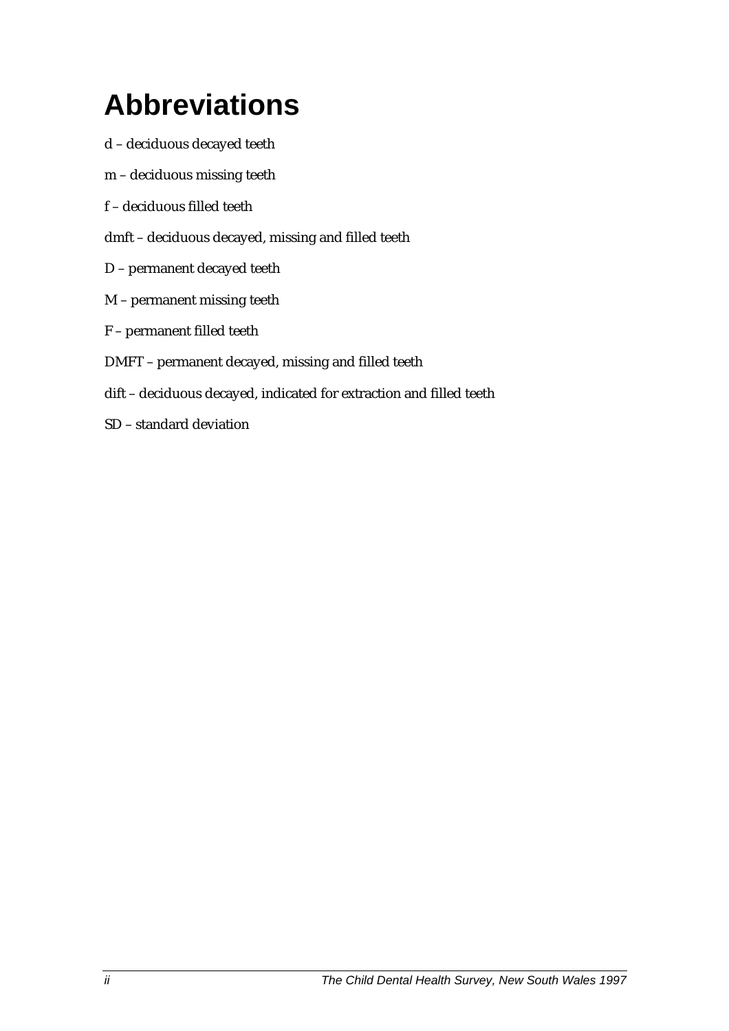# Abbreviations

d – deciduous decayed teeth

m – deciduous missing teeth

f – deciduous filled teeth

dmft – deciduous decayed, missing and filled teeth

D – permanent decayed teeth

M – permanent missing teeth

F – permanent filled teeth

DMFT – permanent decayed, missing and filled teeth

dift – deciduous decayed, indicated for extraction and filled teeth

SD – standard deviation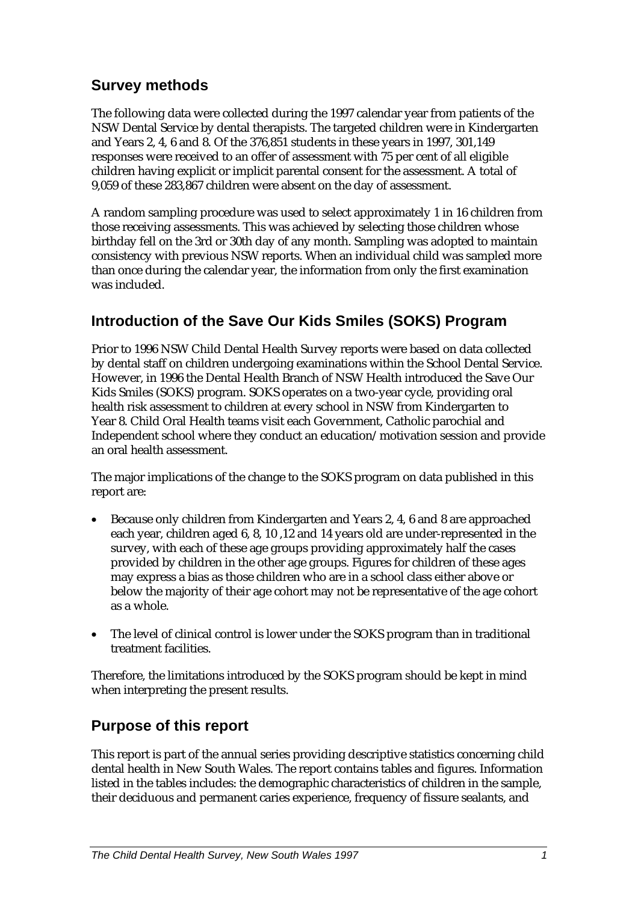## Survey methods

The following data were collected during the 1997 calendar year from patients of the NSW Dental Service by dental therapists. The targeted children were in Kindergarten and Years 2, 4, 6 and 8. Of the 376,851 students in these years in 1997, 301,149 responses were received to an offer of assessment with 75 per cent of all eligible children having explicit or implicit parental consent for the assessment. A total of 9,059 of these 283,867 children were absent on the day of assessment.

A random sampling procedure was used to select approximately 1 in 16 children from those receiving assessments. This was achieved by selecting those children whose birthday fell on the 3rd or 30th day of any month. Sampling was adopted to maintain consistency with previous NSW reports. When an individual child was sampled more than once during the calendar year, the information from only the first examination was included.

## Introduction of the Save Our Kids Smiles (SOKS) Program

Prior to 1996 NSW Child Dental Health Survey reports were based on data collected by dental staff on children undergoing examinations within the School Dental Service. However, in 1996 the Dental Health Branch of NSW Health introduced the Save Our Kids Smiles (SOKS) program. SOKS operates on a two-year cycle, providing oral health risk assessment to children at every school in NSW from Kindergarten to Year 8. Child Oral Health teams visit each Government, Catholic parochial and Independent school where they conduct an education/motivation session and provide an oral health assessment.

The major implications of the change to the SOKS program on data published in this report are:

- Because only children from Kindergarten and Years 2, 4, 6 and 8 are approached each year, children aged 6, 8, 10 ,12 and 14 years old are under-represented in the survey, with each of these age groups providing approximately half the cases provided by children in the other age groups. Figures for children of these ages may express a bias as those children who are in a school class either above or below the majority of their age cohort may not be representative of the age cohort as a whole.
- The level of clinical control is lower under the SOKS program than in traditional treatment facilities.

Therefore, the limitations introduced by the SOKS program should be kept in mind when interpreting the present results.

## Purpose of this report

This report is part of the annual series providing descriptive statistics concerning child dental health in New South Wales. The report contains tables and figures. Information listed in the tables includes: the demographic characteristics of children in the sample, their deciduous and permanent caries experience, frequency of fissure sealants, and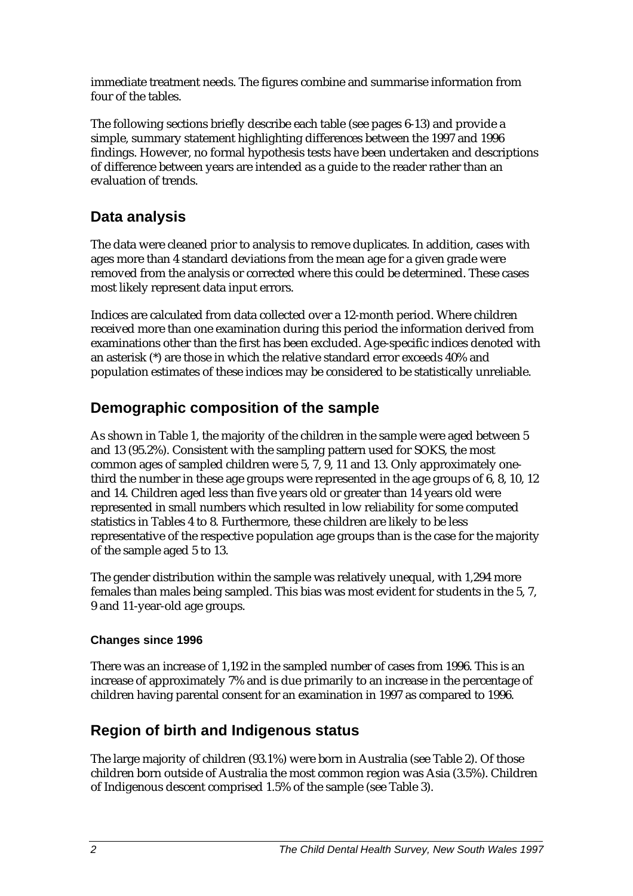immediate treatment needs. The figures combine and summarise information from four of the tables.

The following sections briefly describe each table (see pages 6-13) and provide a simple, summary statement highlighting differences between the 1997 and 1996 findings. However, no formal hypothesis tests have been undertaken and descriptions of difference between years are intended as a guide to the reader rather than an evaluation of trends.

## Data analysis

The data were cleaned prior to analysis to remove duplicates. In addition, cases with ages more than 4 standard deviations from the mean age for a given grade were removed from the analysis or corrected where this could be determined. These cases most likely represent data input errors.

Indices are calculated from data collected over a 12-month period. Where children received more than one examination during this period the information derived from examinations other than the first has been excluded. Age-specific indices denoted with an asterisk (*) are those in which the relative standard error exceeds 40% and population estimates of these indices may be considered to be statistically unreliable.

## Demographic composition of the sample

As shown in Table 1, the majority of the children in the sample were aged between 5 and 13 (95.2%). Consistent with the sampling pattern used for SOKS, the most common ages of sampled children were 5, 7, 9, 11 and 13. Only approximately one-third the number in these age groups were represented in the age groups of 6, 8, 10, 12 and 14. Children aged less than five years old or greater than 14 years old were represented in small numbers which resulted in low reliability for some computed statistics in Tables 4 to 8. Furthermore, these children are likely to be less representative of the respective population age groups than is the case for the majority of the sample aged 5 to 13.

The gender distribution within the sample was relatively unequal, with 1,294 more females than males being sampled. This bias was most evident for students in the 5, 7, 9 and 11-year-old age groups.

### Changes since 1996

There was an increase of 1,192 in the sampled number of cases from 1996. This is an increase of approximately 7% and is due primarily to an increase in the percentage of children having parental consent for an examination in 1997 as compared to 1996.

## Region of birth and Indigenous status

The large majority of children (93.1%) were born in Australia (see Table 2). Of those children born outside of Australia the most common region was Asia (3.5%). Children of Indigenous descent comprised 1.5% of the sample (see Table 3).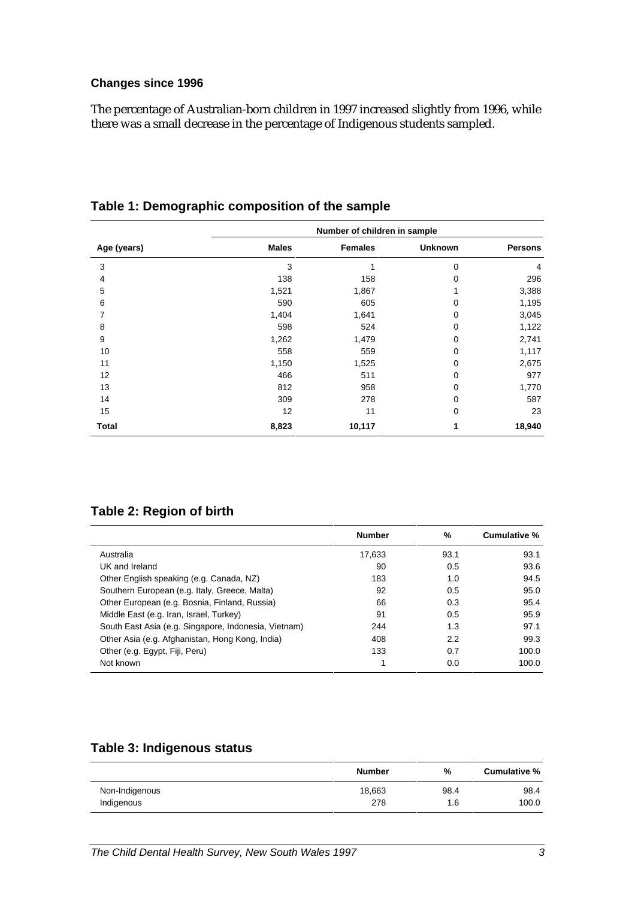### Changes since 1996

The percentage of Australian-born children in 1997 increased slightly from 1996, while there was a small decrease in the percentage of Indigenous students sampled.

## Table 1: Demographic composition of the sample

| | Number of children in sample | | | |
|---|---|---|---|---|
| Age (years) | Males | Females | Unknown | Persons |
| 3 | 3 | 1 | 0 | 4 |
| 4 | 138 | 158 | 0 | 296 |
| 5 | 1,521 | 1,867 | 1 | 3,388 |
| 6 | 590 | 605 | 0 | 1,195 |
| 7 | 1,404 | 1,641 | 0 | 3,045 |
| 8 | 598 | 524 | 0 | 1,122 |
| 9 | 1,262 | 1,479 | 0 | 2,741 |
| 10 | 558 | 559 | 0 | 1,117 |
| 11 | 1,150 | 1,525 | 0 | 2,675 |
| 12 | 466 | 511 | 0 | 977 |
| 13 | 812 | 958 | 0 | 1,770 |
| 14 | 309 | 278 | 0 | 587 |
| 15 | 12 | 11 | 0 | 23 |
| **Total** | **8,823** | **10,117** | **1** | **18,940** |

## Table 2: Region of birth

| | Number | % | Cumulative % |
|---|---|---|---|
| Australia | 17,633 | 93.1 | 93.1 |
| UK and Ireland | 90 | 0.5 | 93.6 |
| Other English speaking (e.g. Canada, NZ) | 183 | 1.0 | 94.5 |
| Southern European (e.g. Italy, Greece, Malta) | 92 | 0.5 | 95.0 |
| Other European (e.g. Bosnia, Finland, Russia) | 66 | 0.3 | 95.4 |
| Middle East (e.g. Iran, Israel, Turkey) | 91 | 0.5 | 95.9 |
| South East Asia (e.g. Singapore, Indonesia, Vietnam) | 244 | 1.3 | 97.1 |
| Other Asia (e.g. Afghanistan, Hong Kong, India) | 408 | 2.2 | 99.3 |
| Other (e.g. Egypt, Fiji, Peru) | 133 | 0.7 | 100.0 |
| Not known | 1 | 0.0 | 100.0 |

## Table 3: Indigenous status

| | Number | % | Cumulative % |
|---|---|---|---|
| Non-Indigenous | 18,663 | 98.4 | 98.4 |
| Indigenous | 278 | 1.6 | 100.0 |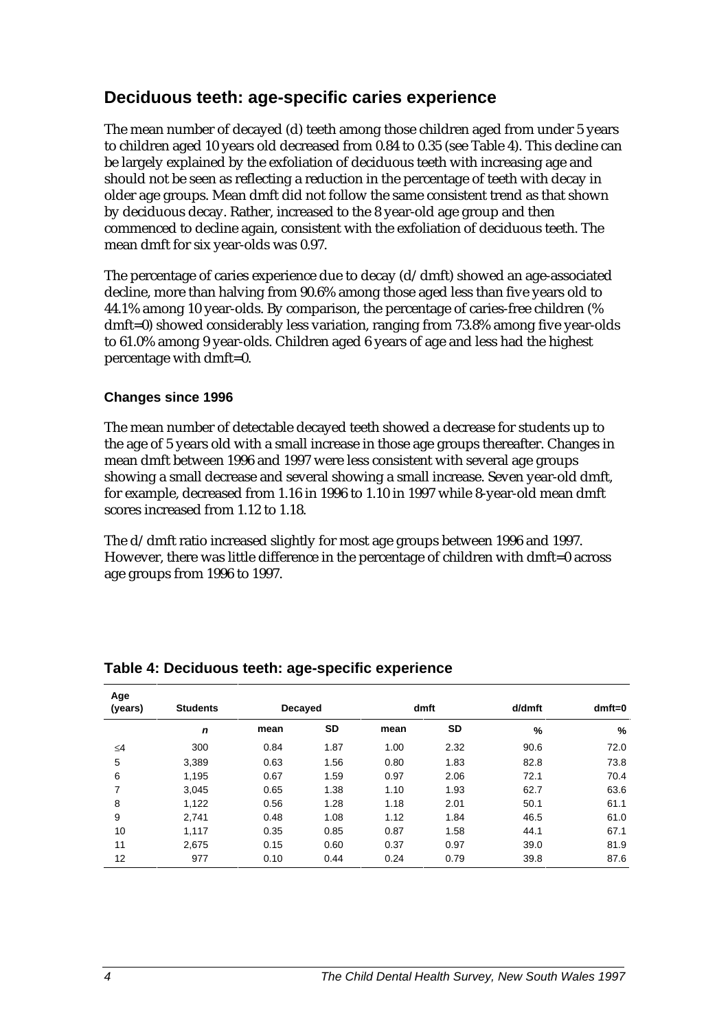## Deciduous teeth: age-specific caries experience

The mean number of decayed (d) teeth among those children aged from under 5 years to children aged 10 years old decreased from 0.84 to 0.35 (see Table 4). This decline can be largely explained by the exfoliation of deciduous teeth with increasing age and should not be seen as reflecting a reduction in the percentage of teeth with decay in older age groups. Mean dmft did not follow the same consistent trend as that shown by deciduous decay. Rather, increased to the 8 year-old age group and then commenced to decline again, consistent with the exfoliation of deciduous teeth. The mean dmft for six year-olds was 0.97.

The percentage of caries experience due to decay (d/dmft) showed an age-associated decline, more than halving from 90.6% among those aged less than five years old to 44.1% among 10 year-olds. By comparison, the percentage of caries-free children (% dmft=0) showed considerably less variation, ranging from 73.8% among five year-olds to 61.0% among 9 year-olds. Children aged 6 years of age and less had the highest percentage with dmft=0.

#### Changes since 1996

The mean number of detectable decayed teeth showed a decrease for students up to the age of 5 years old with a small increase in those age groups thereafter. Changes in mean dmft between 1996 and 1997 were less consistent with several age groups showing a small decrease and several showing a small increase. Seven year-old dmft, for example, decreased from 1.16 in 1996 to 1.10 in 1997 while 8-year-old mean dmft scores increased from 1.12 to 1.18.

The d/dmft ratio increased slightly for most age groups between 1996 and 1997. However, there was little difference in the percentage of children with dmft=0 across age groups from 1996 to 1997.

### Table 4: Deciduous teeth: age-specific experience

| Age (years) | Students | Decayed | | dmft | | d/dmft | dmft=0 |
|---|---|---|---|---|---|---|---|
| | *n* | mean | SD | mean | SD | % | % |
| ≤4 | 300 | 0.84 | 1.87 | 1.00 | 2.32 | 90.6 | 72.0 |
| 5 | 3,389 | 0.63 | 1.56 | 0.80 | 1.83 | 82.8 | 73.8 |
| 6 | 1,195 | 0.67 | 1.59 | 0.97 | 2.06 | 72.1 | 70.4 |
| 7 | 3,045 | 0.65 | 1.38 | 1.10 | 1.93 | 62.7 | 63.6 |
| 8 | 1,122 | 0.56 | 1.28 | 1.18 | 2.01 | 50.1 | 61.1 |
| 9 | 2,741 | 0.48 | 1.08 | 1.12 | 1.84 | 46.5 | 61.0 |
| 10 | 1,117 | 0.35 | 0.85 | 0.87 | 1.58 | 44.1 | 67.1 |
| 11 | 2,675 | 0.15 | 0.60 | 0.37 | 0.97 | 39.0 | 81.9 |
| 12 | 977 | 0.10 | 0.44 | 0.24 | 0.79 | 39.8 | 87.6 |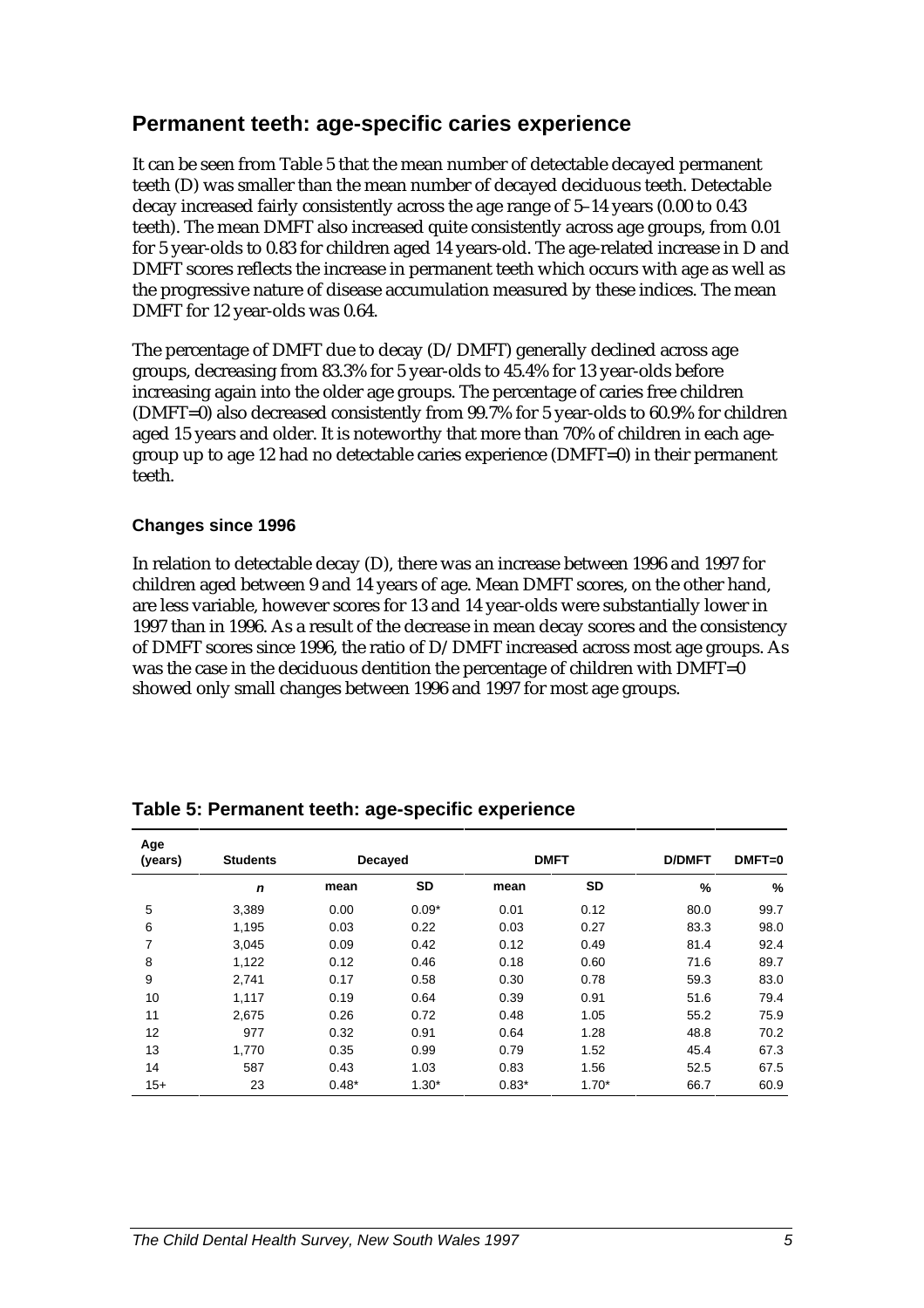## Permanent teeth: age-specific caries experience

It can be seen from Table 5 that the mean number of detectable decayed permanent teeth (D) was smaller than the mean number of decayed deciduous teeth. Detectable decay increased fairly consistently across the age range of 5–14 years (0.00 to 0.43 teeth). The mean DMFT also increased quite consistently across age groups, from 0.01 for 5 year-olds to 0.83 for children aged 14 years-old. The age-related increase in D and DMFT scores reflects the increase in permanent teeth which occurs with age as well as the progressive nature of disease accumulation measured by these indices. The mean DMFT for 12 year-olds was 0.64.

The percentage of DMFT due to decay (D/DMFT) generally declined across age groups, decreasing from 83.3% for 5 year-olds to 45.4% for 13 year-olds before increasing again into the older age groups. The percentage of caries free children (DMFT=0) also decreased consistently from 99.7% for 5 year-olds to 60.9% for children aged 15 years and older. It is noteworthy that more than 70% of children in each age-group up to age 12 had no detectable caries experience (DMFT=0) in their permanent teeth.

### Changes since 1996

In relation to detectable decay (D), there was an increase between 1996 and 1997 for children aged between 9 and 14 years of age. Mean DMFT scores, on the other hand, are less variable, however scores for 13 and 14 year-olds were substantially lower in 1997 than in 1996. As a result of the decrease in mean decay scores and the consistency of DMFT scores since 1996, the ratio of D/DMFT increased across most age groups. As was the case in the deciduous dentition the percentage of children with DMFT=0 showed only small changes between 1996 and 1997 for most age groups.

**Table 5: Permanent teeth: age-specific experience**

| Age (years) | Students | Decayed | | DMFT | | D/DMFT | DMFT=0 |
|---|---|---|---|---|---|---|---|
| | *n* | mean | SD | mean | SD | % | % |
| 5 | 3,389 | 0.00 | 0.09* | 0.01 | 0.12 | 80.0 | 99.7 |
| 6 | 1,195 | 0.03 | 0.22 | 0.03 | 0.27 | 83.3 | 98.0 |
| 7 | 3,045 | 0.09 | 0.42 | 0.12 | 0.49 | 81.4 | 92.4 |
| 8 | 1,122 | 0.12 | 0.46 | 0.18 | 0.60 | 71.6 | 89.7 |
| 9 | 2,741 | 0.17 | 0.58 | 0.30 | 0.78 | 59.3 | 83.0 |
| 10 | 1,117 | 0.19 | 0.64 | 0.39 | 0.91 | 51.6 | 79.4 |
| 11 | 2,675 | 0.26 | 0.72 | 0.48 | 1.05 | 55.2 | 75.9 |
| 12 | 977 | 0.32 | 0.91 | 0.64 | 1.28 | 48.8 | 70.2 |
| 13 | 1,770 | 0.35 | 0.99 | 0.79 | 1.52 | 45.4 | 67.3 |
| 14 | 587 | 0.43 | 1.03 | 0.83 | 1.56 | 52.5 | 67.5 |
| 15+ | 23 | 0.48* | 1.30* | 0.83* | 1.70* | 66.7 | 60.9 |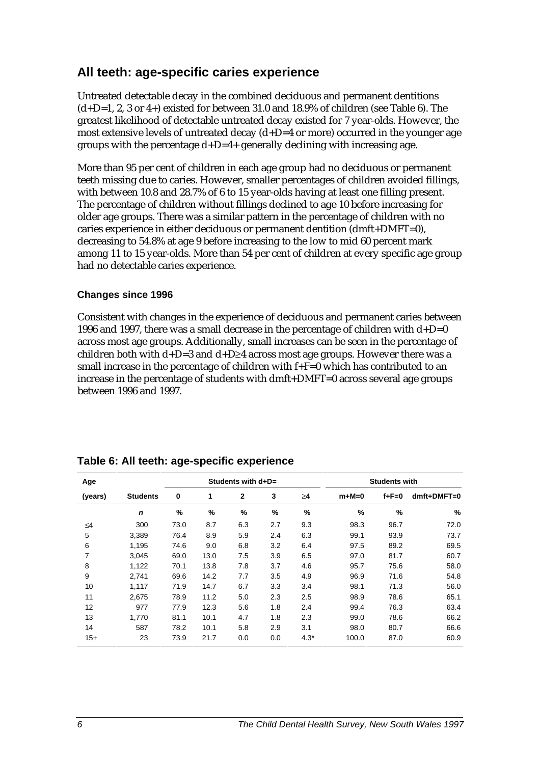## All teeth: age-specific caries experience

Untreated detectable decay in the combined deciduous and permanent dentitions (d+D=1, 2, 3 or 4+) existed for between 31.0 and 18.9% of children (see Table 6). The greatest likelihood of detectable untreated decay existed for 7 year-olds. However, the most extensive levels of untreated decay (d+D=4 or more) occurred in the younger age groups with the percentage d+D=4+ generally declining with increasing age.

More than 95 per cent of children in each age group had no deciduous or permanent teeth missing due to caries. However, smaller percentages of children avoided fillings, with between 10.8 and 28.7% of 6 to 15 year-olds having at least one filling present. The percentage of children without fillings declined to age 10 before increasing for older age groups. There was a similar pattern in the percentage of children with no caries experience in either deciduous or permanent dentition (dmft+DMFT=0), decreasing to 54.8% at age 9 before increasing to the low to mid 60 percent mark among 11 to 15 year-olds. More than 54 per cent of children at every specific age group had no detectable caries experience.

### Changes since 1996

Consistent with changes in the experience of deciduous and permanent caries between 1996 and 1997, there was a small decrease in the percentage of children with d+D=0 across most age groups. Additionally, small increases can be seen in the percentage of children both with d+D=3 and d+D≥4 across most age groups. However there was a small increase in the percentage of children with f+F=0 which has contributed to an increase in the percentage of students with dmft+DMFT=0 across several age groups between 1996 and 1997.

### Table 6: All teeth: age-specific experience

| Age | | Students with d+D= | | | | | Students with | | |
|---|---|---|---|---|---|---|---|---|---|
| (years) | Students | 0 | 1 | 2 | 3 | ≥4 | m+M=0 | f+F=0 | dmft+DMFT=0 |
| | *n* | % | % | % | % | % | % | % | % |
| ≤4 | 300 | 73.0 | 8.7 | 6.3 | 2.7 | 9.3 | 98.3 | 96.7 | 72.0 |
| 5 | 3,389 | 76.4 | 8.9 | 5.9 | 2.4 | 6.3 | 99.1 | 93.9 | 73.7 |
| 6 | 1,195 | 74.6 | 9.0 | 6.8 | 3.2 | 6.4 | 97.5 | 89.2 | 69.5 |
| 7 | 3,045 | 69.0 | 13.0 | 7.5 | 3.9 | 6.5 | 97.0 | 81.7 | 60.7 |
| 8 | 1,122 | 70.1 | 13.8 | 7.8 | 3.7 | 4.6 | 95.7 | 75.6 | 58.0 |
| 9 | 2,741 | 69.6 | 14.2 | 7.7 | 3.5 | 4.9 | 96.9 | 71.6 | 54.8 |
| 10 | 1,117 | 71.9 | 14.7 | 6.7 | 3.3 | 3.4 | 98.1 | 71.3 | 56.0 |
| 11 | 2,675 | 78.9 | 11.2 | 5.0 | 2.3 | 2.5 | 98.9 | 78.6 | 65.1 |
| 12 | 977 | 77.9 | 12.3 | 5.6 | 1.8 | 2.4 | 99.4 | 76.3 | 63.4 |
| 13 | 1,770 | 81.1 | 10.1 | 4.7 | 1.8 | 2.3 | 99.0 | 78.6 | 66.2 |
| 14 | 587 | 78.2 | 10.1 | 5.8 | 2.9 | 3.1 | 98.0 | 80.7 | 66.6 |
| 15+ | 23 | 73.9 | 21.7 | 0.0 | 0.0 | 4.3* | 100.0 | 87.0 | 60.9 |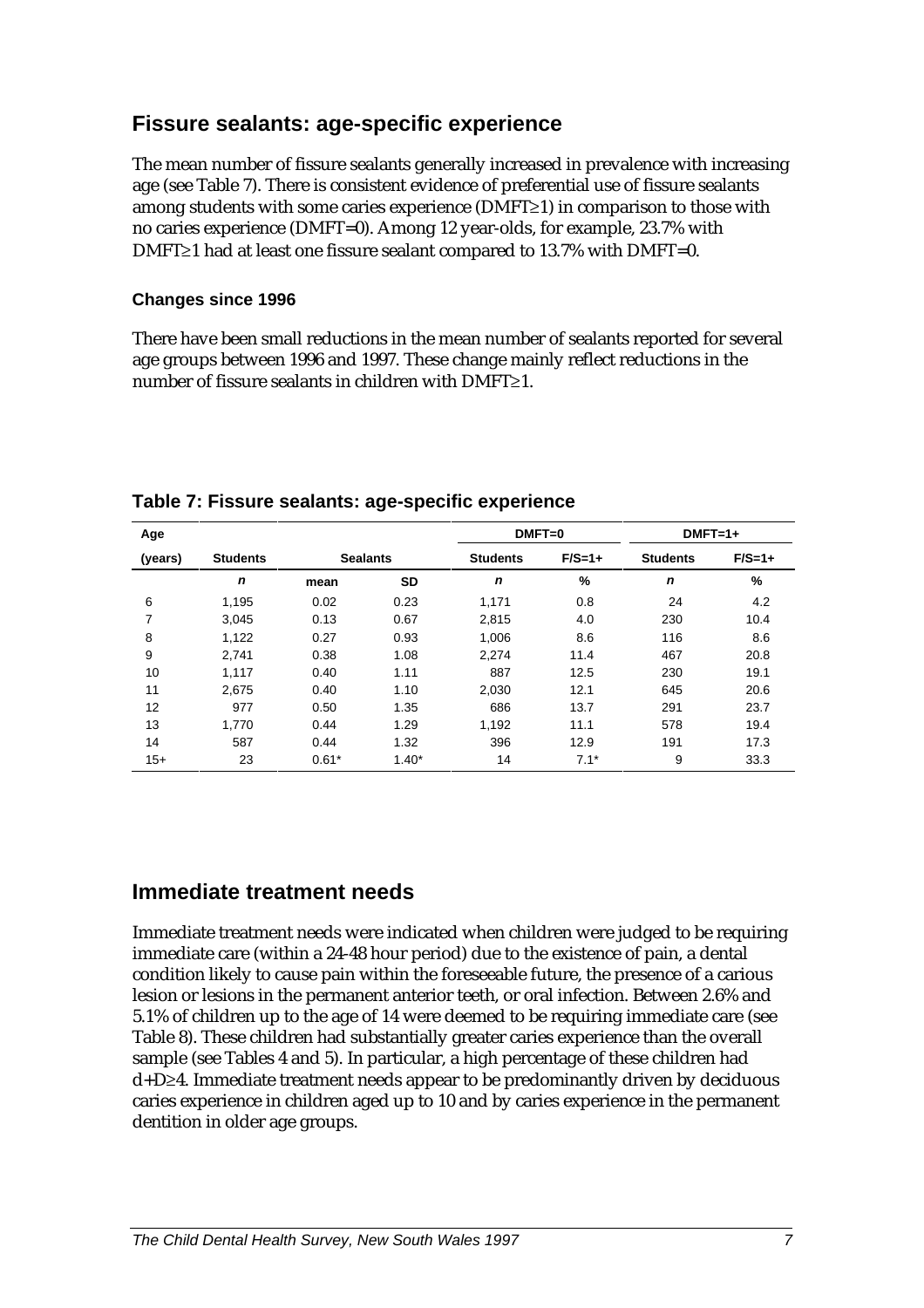## Fissure sealants: age-specific experience

The mean number of fissure sealants generally increased in prevalence with increasing age (see Table 7). There is consistent evidence of preferential use of fissure sealants among students with some caries experience (DMFT≥1) in comparison to those with no caries experience (DMFT=0). Among 12 year-olds, for example, 23.7% with DMFT≥1 had at least one fissure sealant compared to 13.7% with DMFT=0.

### Changes since 1996

There have been small reductions in the mean number of sealants reported for several age groups between 1996 and 1997. These change mainly reflect reductions in the number of fissure sealants in children with DMFT≥1.

**Table 7: Fissure sealants: age-specific experience**

| Age | | | | DMFT=0 | | DMFT=1+ | |
|---|---|---|---|---|---|---|---|
| (years) | Students | Sealants | | Students | F/S=1+ | Students | F/S=1+ |
| | *n* | mean | SD | *n* | % | *n* | % |
| 6 | 1,195 | 0.02 | 0.23 | 1,171 | 0.8 | 24 | 4.2 |
| 7 | 3,045 | 0.13 | 0.67 | 2,815 | 4.0 | 230 | 10.4 |
| 8 | 1,122 | 0.27 | 0.93 | 1,006 | 8.6 | 116 | 8.6 |
| 9 | 2,741 | 0.38 | 1.08 | 2,274 | 11.4 | 467 | 20.8 |
| 10 | 1,117 | 0.40 | 1.11 | 887 | 12.5 | 230 | 19.1 |
| 11 | 2,675 | 0.40 | 1.10 | 2,030 | 12.1 | 645 | 20.6 |
| 12 | 977 | 0.50 | 1.35 | 686 | 13.7 | 291 | 23.7 |
| 13 | 1,770 | 0.44 | 1.29 | 1,192 | 11.1 | 578 | 19.4 |
| 14 | 587 | 0.44 | 1.32 | 396 | 12.9 | 191 | 17.3 |
| 15+ | 23 | 0.61* | 1.40* | 14 | 7.1* | 9 | 33.3 |

## Immediate treatment needs

Immediate treatment needs were indicated when children were judged to be requiring immediate care (within a 24-48 hour period) due to the existence of pain, a dental condition likely to cause pain within the foreseeable future, the presence of a carious lesion or lesions in the permanent anterior teeth, or oral infection. Between 2.6% and 5.1% of children up to the age of 14 were deemed to be requiring immediate care (see Table 8). These children had substantially greater caries experience than the overall sample (see Tables 4 and 5). In particular, a high percentage of these children had d+D≥4. Immediate treatment needs appear to be predominantly driven by deciduous caries experience in children aged up to 10 and by caries experience in the permanent dentition in older age groups.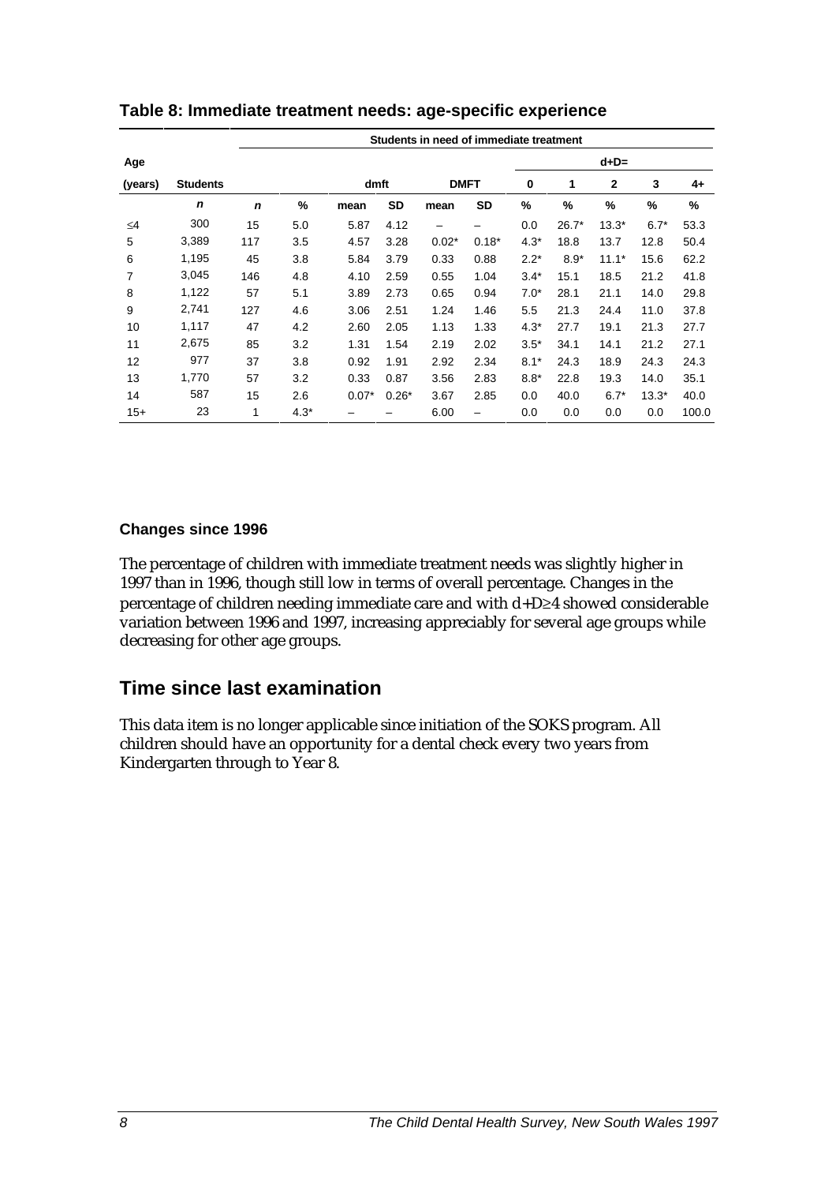## Table 8: Immediate treatment needs: age-specific experience

| Age | Students | Students in need of immediate treatment | | | | | | | | | | | |
|---|---|---|---|---|---|---|---|---|---|---|---|---|---|
| | | | | | | | | d+D= | | | | | |
| (years) | Students | | | dmft | | DMFT | | 0 | 1 | 2 | 3 | 4+ |
| | *n* | *n* | % | mean | SD | mean | SD | % | % | % | % | % |
| ≤4 | 300 | 15 | 5.0 | 5.87 | 4.12 | – | – | 0.0 | 26.7* | 13.3* | 6.7* | 53.3 |
| 5 | 3,389 | 117 | 3.5 | 4.57 | 3.28 | 0.02* | 0.18* | 4.3* | 18.8 | 13.7 | 12.8 | 50.4 |
| 6 | 1,195 | 45 | 3.8 | 5.84 | 3.79 | 0.33 | 0.88 | 2.2* | 8.9* | 11.1* | 15.6 | 62.2 |
| 7 | 3,045 | 146 | 4.8 | 4.10 | 2.59 | 0.55 | 1.04 | 3.4* | 15.1 | 18.5 | 21.2 | 41.8 |
| 8 | 1,122 | 57 | 5.1 | 3.89 | 2.73 | 0.65 | 0.94 | 7.0* | 28.1 | 21.1 | 14.0 | 29.8 |
| 9 | 2,741 | 127 | 4.6 | 3.06 | 2.51 | 1.24 | 1.46 | 5.5 | 21.3 | 24.4 | 11.0 | 37.8 |
| 10 | 1,117 | 47 | 4.2 | 2.60 | 2.05 | 1.13 | 1.33 | 4.3* | 27.7 | 19.1 | 21.3 | 27.7 |
| 11 | 2,675 | 85 | 3.2 | 1.31 | 1.54 | 2.19 | 2.02 | 3.5* | 34.1 | 14.1 | 21.2 | 27.1 |
| 12 | 977 | 37 | 3.8 | 0.92 | 1.91 | 2.92 | 2.34 | 8.1* | 24.3 | 18.9 | 24.3 | 24.3 |
| 13 | 1,770 | 57 | 3.2 | 0.33 | 0.87 | 3.56 | 2.83 | 8.8* | 22.8 | 19.3 | 14.0 | 35.1 |
| 14 | 587 | 15 | 2.6 | 0.07* | 0.26* | 3.67 | 2.85 | 0.0 | 40.0 | 6.7* | 13.3* | 40.0 |
| 15+ | 23 | 1 | 4.3* | – | – | 6.00 | – | 0.0 | 0.0 | 0.0 | 0.0 | 100.0 |

### Changes since 1996

The percentage of children with immediate treatment needs was slightly higher in 1997 than in 1996, though still low in terms of overall percentage. Changes in the percentage of children needing immediate care and with d+D≥4 showed considerable variation between 1996 and 1997, increasing appreciably for several age groups while decreasing for other age groups.

## Time since last examination

This data item is no longer applicable since initiation of the SOKS program. All children should have an opportunity for a dental check every two years from Kindergarten through to Year 8.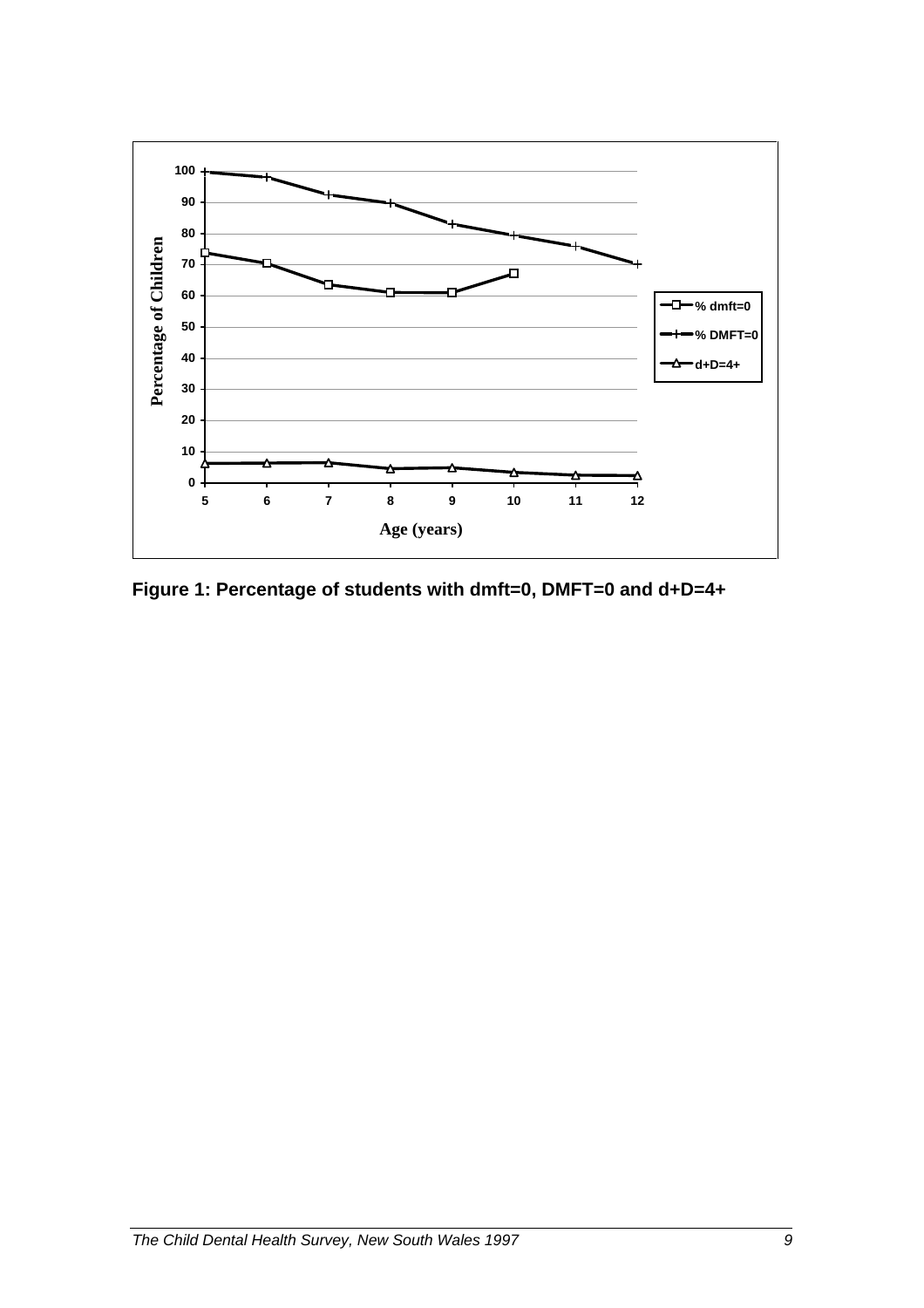100
90
80
70
60
50
40
30
20
10
0

Percentage of Children

5
6
7
8
9
10
11
12

Age (years)

% dmft=0
% DMFT=0
d+D=4+

**Figure 1: Percentage of students with dmft=0, DMFT=0 and d+D=4+**